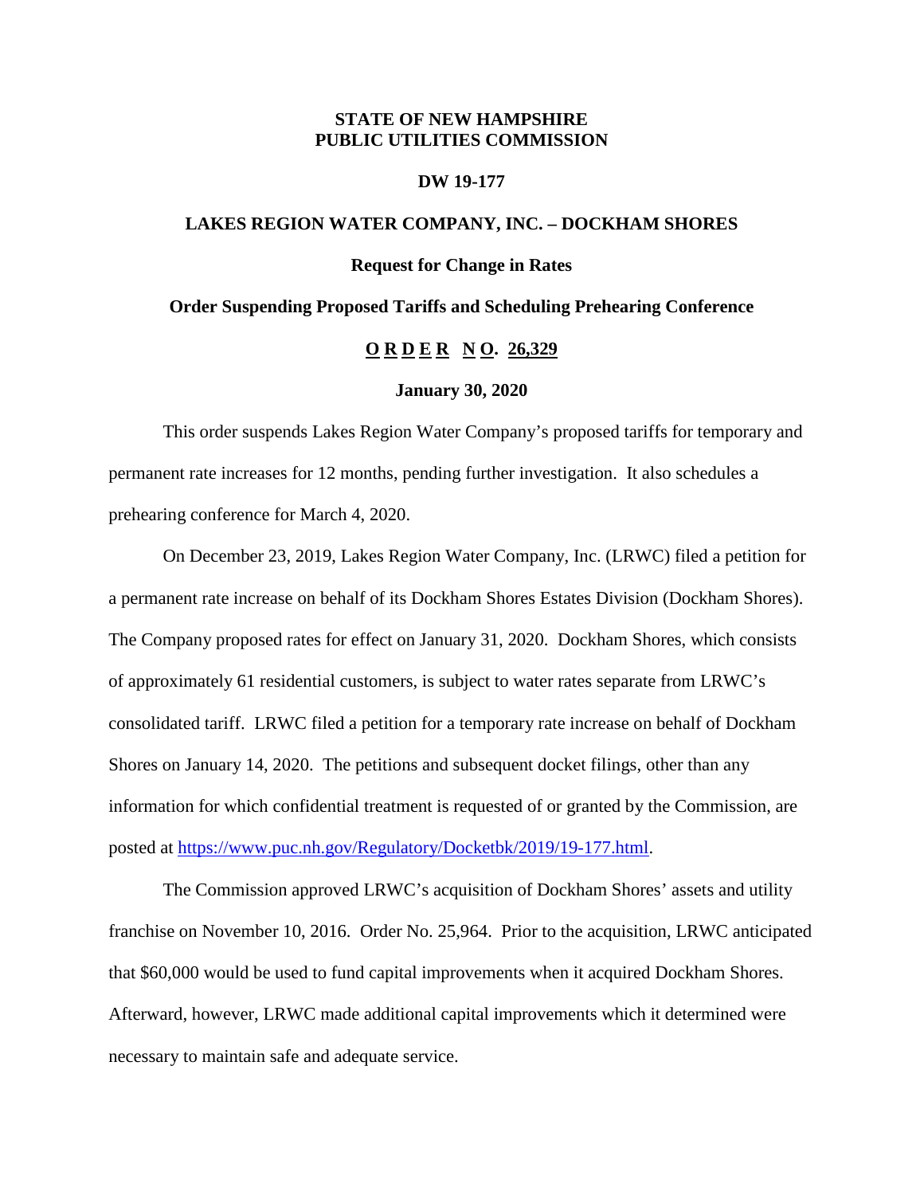**STATE OF NEW HAMPSHIRE**
**PUBLIC UTILITIES COMMISSION**

**DW 19-177**

**LAKES REGION WATER COMPANY, INC. – DOCKHAM SHORES**

**Request for Change in Rates**

**Order Suspending Proposed Tariffs and Scheduling Prehearing Conference**

**O R D E R N O. 26,329**

**January 30, 2020**

This order suspends Lakes Region Water Company's proposed tariffs for temporary and permanent rate increases for 12 months, pending further investigation. It also schedules a prehearing conference for March 4, 2020.

On December 23, 2019, Lakes Region Water Company, Inc. (LRWC) filed a petition for a permanent rate increase on behalf of its Dockham Shores Estates Division (Dockham Shores). The Company proposed rates for effect on January 31, 2020. Dockham Shores, which consists of approximately 61 residential customers, is subject to water rates separate from LRWC's consolidated tariff. LRWC filed a petition for a temporary rate increase on behalf of Dockham Shores on January 14, 2020. The petitions and subsequent docket filings, other than any information for which confidential treatment is requested of or granted by the Commission, are posted at https://www.puc.nh.gov/Regulatory/Docketbk/2019/19-177.html.

The Commission approved LRWC's acquisition of Dockham Shores' assets and utility franchise on November 10, 2016. Order No. 25,964. Prior to the acquisition, LRWC anticipated that $60,000 would be used to fund capital improvements when it acquired Dockham Shores. Afterward, however, LRWC made additional capital improvements which it determined were necessary to maintain safe and adequate service.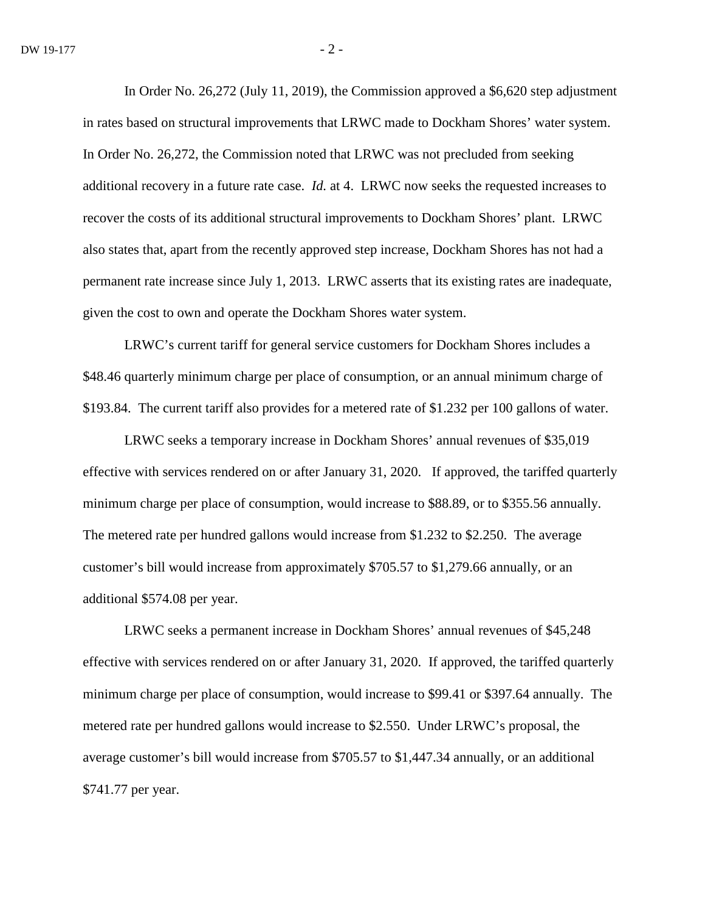In Order No. 26,272 (July 11, 2019), the Commission approved a $6,620 step adjustment in rates based on structural improvements that LRWC made to Dockham Shores' water system. In Order No. 26,272, the Commission noted that LRWC was not precluded from seeking additional recovery in a future rate case. *Id.* at 4. LRWC now seeks the requested increases to recover the costs of its additional structural improvements to Dockham Shores' plant. LRWC also states that, apart from the recently approved step increase, Dockham Shores has not had a permanent rate increase since July 1, 2013. LRWC asserts that its existing rates are inadequate, given the cost to own and operate the Dockham Shores water system.

LRWC's current tariff for general service customers for Dockham Shores includes a $48.46 quarterly minimum charge per place of consumption, or an annual minimum charge of $193.84. The current tariff also provides for a metered rate of $1.232 per 100 gallons of water.

LRWC seeks a temporary increase in Dockham Shores' annual revenues of $35,019 effective with services rendered on or after January 31, 2020. If approved, the tariffed quarterly minimum charge per place of consumption, would increase to $88.89, or to $355.56 annually. The metered rate per hundred gallons would increase from $1.232 to $2.250. The average customer's bill would increase from approximately $705.57 to $1,279.66 annually, or an additional $574.08 per year.

LRWC seeks a permanent increase in Dockham Shores' annual revenues of $45,248 effective with services rendered on or after January 31, 2020. If approved, the tariffed quarterly minimum charge per place of consumption, would increase to $99.41 or $397.64 annually. The metered rate per hundred gallons would increase to $2.550. Under LRWC's proposal, the average customer's bill would increase from $705.57 to $1,447.34 annually, or an additional $741.77 per year.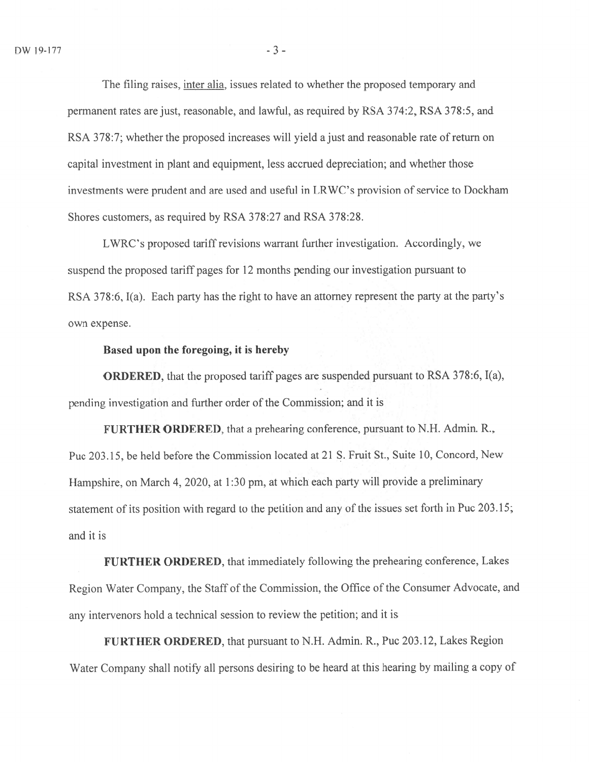The filing raises, inter alia, issues related to whether the proposed temporary and permanent rates are just, reasonable, and lawful, as required by RSA 374:2, RSA 378:5, and RSA 378:7; whether the proposed increases will yield a just and reasonable rate of return on capital investment in plant and equipment, less accrued depreciation; and whether those investments were prudent and are used and useful in LRWC's provision of service to Dockham Shores customers, as required by RSA 378:27 and RSA 378:28.

LWRC's proposed tariff revisions warrant further investigation. Accordingly, we suspend the proposed tariff pages for 12 months pending our investigation pursuant to RSA 378:6, I(a). Each party has the right to have an attorney represent the party at the party's own expense.

**Based upon the foregoing, it is hereby**

**ORDERED**, that the proposed tariff pages are suspended pursuant to RSA 378:6, I(a), pending investigation and further order of the Commission; and it is

**FURTHER ORDERED**, that a prehearing conference, pursuant to N.H. Admin. R., Puc 203.15, be held before the Commission located at 21 S. Fruit St., Suite 10, Concord, New Hampshire, on March 4, 2020, at 1:30 pm, at which each party will provide a preliminary statement of its position with regard to the petition and any of the issues set forth in Puc 203.15; and it is

**FURTHER ORDERED**, that immediately following the prehearing conference, Lakes Region Water Company, the Staff of the Commission, the Office of the Consumer Advocate, and any intervenors hold a technical session to review the petition; and it is

**FURTHER ORDERED**, that pursuant to N.H. Admin. R., Puc 203.12, Lakes Region Water Company shall notify all persons desiring to be heard at this hearing by mailing a copy of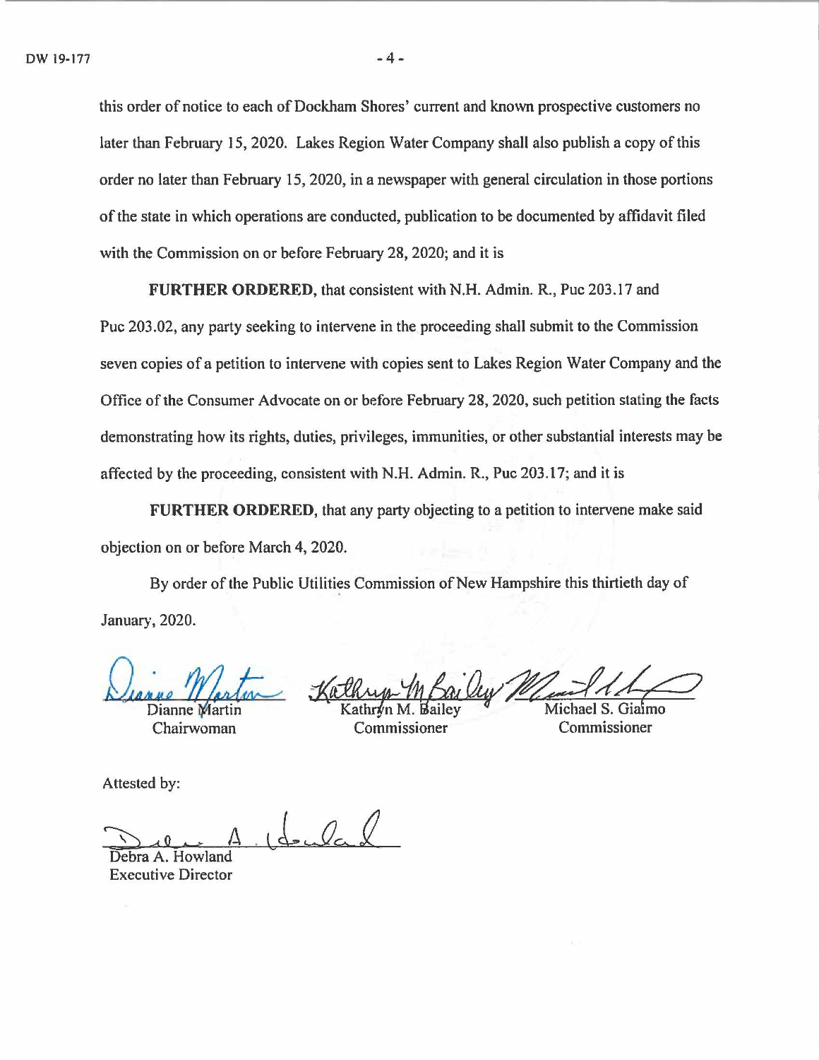this order of notice to each of Dockham Shores' current and known prospective customers no later than February 15, 2020. Lakes Region Water Company shall also publish a copy of this order no later than February 15, 2020, in a newspaper with general circulation in those portions of the state in which operations are conducted, publication to be documented by affidavit filed with the Commission on or before February 28, 2020; and it is

**FURTHER ORDERED,** that consistent with N.H. Admin. R., Puc 203.17 and Puc 203.02, any party seeking to intervene in the proceeding shall submit to the Commission seven copies of a petition to intervene with copies sent to Lakes Region Water Company and the Office of the Consumer Advocate on or before February 28, 2020, such petition stating the facts demonstrating how its rights, duties, privileges, immunities, or other substantial interests may be affected by the proceeding, consistent with N.H. Admin. R., Puc 203.17; and it is

**FURTHER ORDERED,** that any party objecting to a petition to intervene make said objection on or before March 4, 2020.

By order of the Public Utilities Commission of New Hampshire this thirtieth day of January, 2020.

| Dianne Martin | Kathryn M. Bailey | Michael S. Giaimo |
|---|---|---|
| Chairwoman | Commissioner | Commissioner |

Attested by:

Debra A. Howland
Executive Director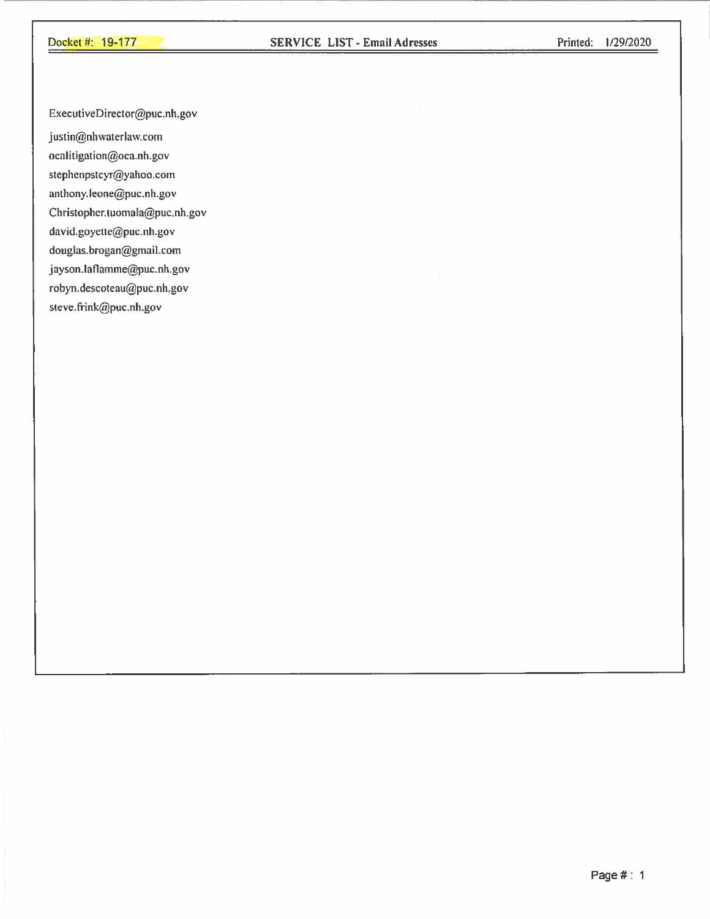Docket #: 19-177 **SERVICE LIST - Email Adresses** Printed: 1/29/2020

ExecutiveDirector@puc.nh.gov

justin@nhwaterlaw.com

ocalitigation@oca.nh.gov

stephenpstcyr@yahoo.com

anthony.leone@puc.nh.gov

Christopher.tuomala@puc.nh.gov

david.goyette@puc.nh.gov

douglas.brogan@gmail.com

jayson.laflamme@puc.nh.gov

robyn.descoteau@puc.nh.gov

steve.frink@puc.nh.gov